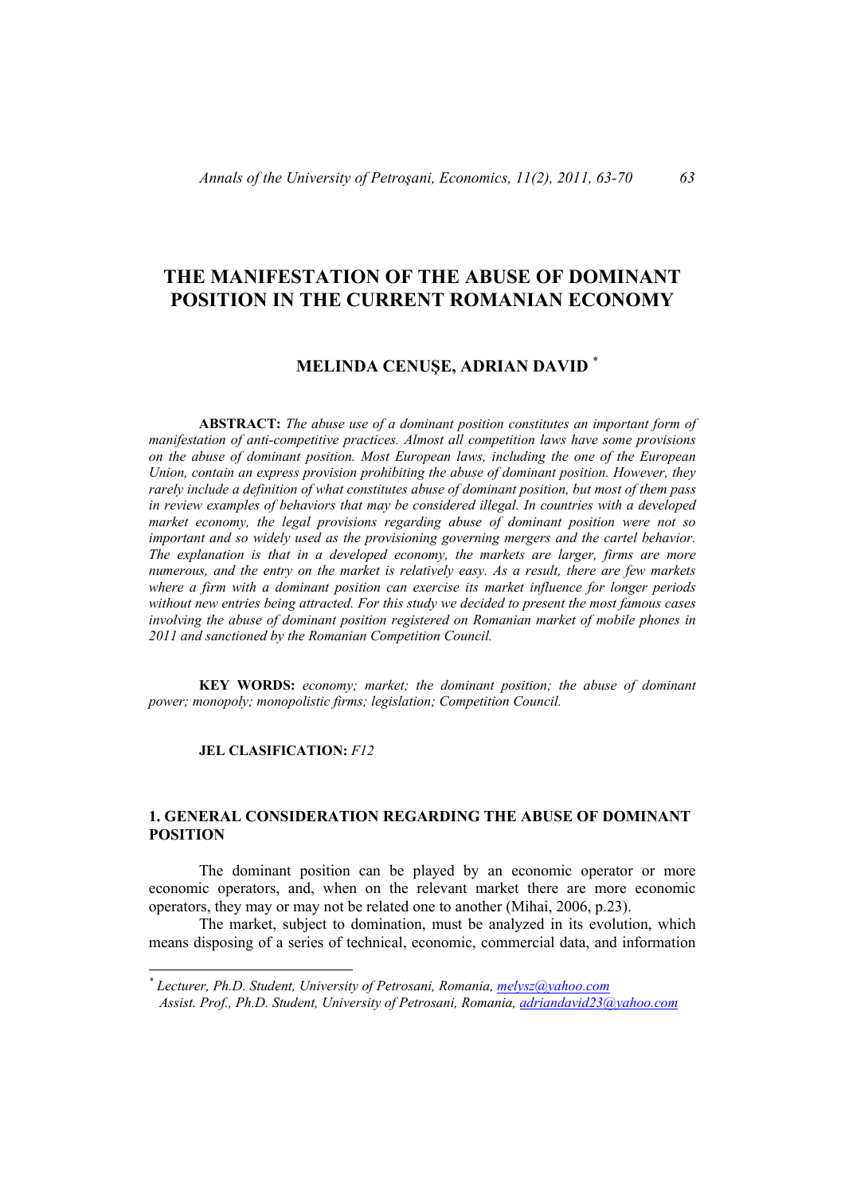# THE MANIFESTATION OF THE ABUSE OF DOMINANT POSITION IN THE CURRENT ROMANIAN ECONOMY

## MELINDA CENUŞE, ADRIAN DAVID [*]

**ABSTRACT:** *The abuse use of a dominant position constitutes an important form of manifestation of anti-competitive practices. Almost all competition laws have some provisions on the abuse of dominant position. Most European laws, including the one of the European Union, contain an express provision prohibiting the abuse of dominant position. However, they rarely include a definition of what constitutes abuse of dominant position, but most of them pass in review examples of behaviors that may be considered illegal. In countries with a developed market economy, the legal provisions regarding abuse of dominant position were not so important and so widely used as the provisioning governing mergers and the cartel behavior. The explanation is that in a developed economy, the markets are larger, firms are more numerous, and the entry on the market is relatively easy. As a result, there are few markets where a firm with a dominant position can exercise its market influence for longer periods without new entries being attracted. For this study we decided to present the most famous cases involving the abuse of dominant position registered on Romanian market of mobile phones in 2011 and sanctioned by the Romanian Competition Council.*

**KEY WORDS:** *economy; market; the dominant position; the abuse of dominant power; monopoly; monopolistic firms; legislation; Competition Council.*

**JEL CLASIFICATION:** *F12*

## 1. GENERAL CONSIDERATION REGARDING THE ABUSE OF DOMINANT POSITION

The dominant position can be played by an economic operator or more economic operators, and, when on the relevant market there are more economic operators, they may or may not be related one to another (Mihai, 2006, p.23).

The market, subject to domination, must be analyzed in its evolution, which means disposing of a series of technical, economic, commercial data, and information

---

[*] *Lecturer, Ph.D. Student, University of Petrosani, Romania, melysz@yahoo.com*
*Assist. Prof., Ph.D. Student, University of Petrosani, Romania, adriandavid23@yahoo.com*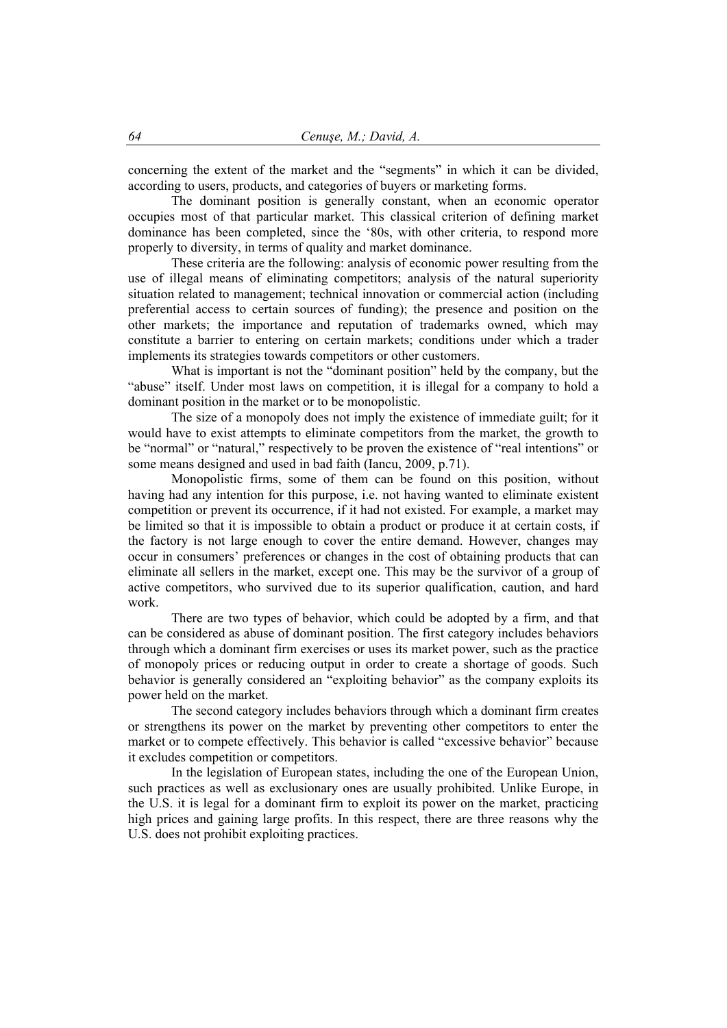concerning the extent of the market and the "segments" in which it can be divided, according to users, products, and categories of buyers or marketing forms.

The dominant position is generally constant, when an economic operator occupies most of that particular market. This classical criterion of defining market dominance has been completed, since the '80s, with other criteria, to respond more properly to diversity, in terms of quality and market dominance.

These criteria are the following: analysis of economic power resulting from the use of illegal means of eliminating competitors; analysis of the natural superiority situation related to management; technical innovation or commercial action (including preferential access to certain sources of funding); the presence and position on the other markets; the importance and reputation of trademarks owned, which may constitute a barrier to entering on certain markets; conditions under which a trader implements its strategies towards competitors or other customers.

What is important is not the "dominant position" held by the company, but the "abuse" itself. Under most laws on competition, it is illegal for a company to hold a dominant position in the market or to be monopolistic.

The size of a monopoly does not imply the existence of immediate guilt; for it would have to exist attempts to eliminate competitors from the market, the growth to be "normal" or "natural," respectively to be proven the existence of "real intentions" or some means designed and used in bad faith (Iancu, 2009, p.71).

Monopolistic firms, some of them can be found on this position, without having had any intention for this purpose, i.e. not having wanted to eliminate existent competition or prevent its occurrence, if it had not existed. For example, a market may be limited so that it is impossible to obtain a product or produce it at certain costs, if the factory is not large enough to cover the entire demand. However, changes may occur in consumers' preferences or changes in the cost of obtaining products that can eliminate all sellers in the market, except one. This may be the survivor of a group of active competitors, who survived due to its superior qualification, caution, and hard work.

There are two types of behavior, which could be adopted by a firm, and that can be considered as abuse of dominant position. The first category includes behaviors through which a dominant firm exercises or uses its market power, such as the practice of monopoly prices or reducing output in order to create a shortage of goods. Such behavior is generally considered an "exploiting behavior" as the company exploits its power held on the market.

The second category includes behaviors through which a dominant firm creates or strengthens its power on the market by preventing other competitors to enter the market or to compete effectively. This behavior is called "excessive behavior" because it excludes competition or competitors.

In the legislation of European states, including the one of the European Union, such practices as well as exclusionary ones are usually prohibited. Unlike Europe, in the U.S. it is legal for a dominant firm to exploit its power on the market, practicing high prices and gaining large profits. In this respect, there are three reasons why the U.S. does not prohibit exploiting practices.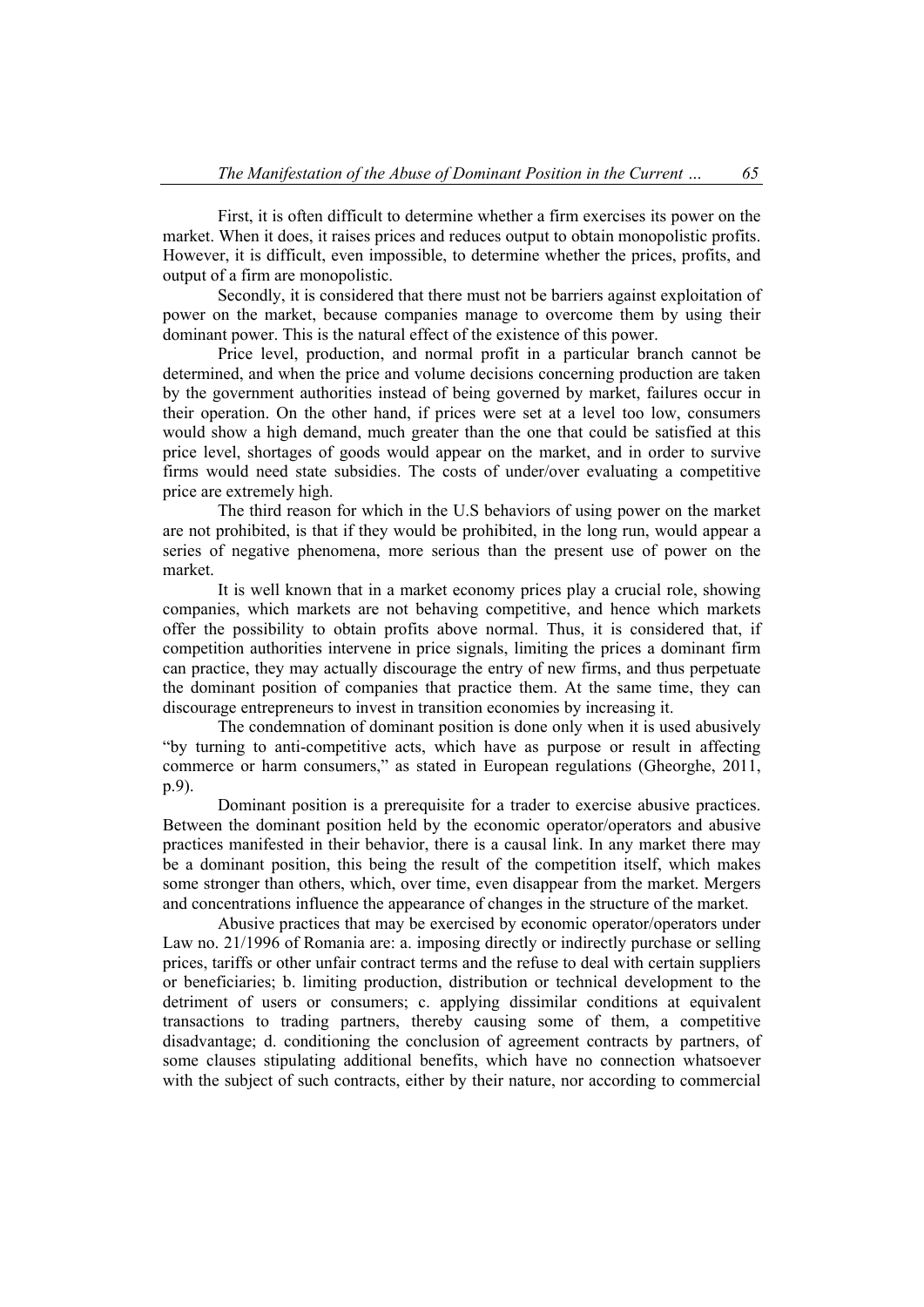First, it is often difficult to determine whether a firm exercises its power on the market. When it does, it raises prices and reduces output to obtain monopolistic profits. However, it is difficult, even impossible, to determine whether the prices, profits, and output of a firm are monopolistic.

Secondly, it is considered that there must not be barriers against exploitation of power on the market, because companies manage to overcome them by using their dominant power. This is the natural effect of the existence of this power.

Price level, production, and normal profit in a particular branch cannot be determined, and when the price and volume decisions concerning production are taken by the government authorities instead of being governed by market, failures occur in their operation. On the other hand, if prices were set at a level too low, consumers would show a high demand, much greater than the one that could be satisfied at this price level, shortages of goods would appear on the market, and in order to survive firms would need state subsidies. The costs of under/over evaluating a competitive price are extremely high.

The third reason for which in the U.S behaviors of using power on the market are not prohibited, is that if they would be prohibited, in the long run, would appear a series of negative phenomena, more serious than the present use of power on the market.

It is well known that in a market economy prices play a crucial role, showing companies, which markets are not behaving competitive, and hence which markets offer the possibility to obtain profits above normal. Thus, it is considered that, if competition authorities intervene in price signals, limiting the prices a dominant firm can practice, they may actually discourage the entry of new firms, and thus perpetuate the dominant position of companies that practice them. At the same time, they can discourage entrepreneurs to invest in transition economies by increasing it.

The condemnation of dominant position is done only when it is used abusively "by turning to anti-competitive acts, which have as purpose or result in affecting commerce or harm consumers," as stated in European regulations (Gheorghe, 2011, p.9).

Dominant position is a prerequisite for a trader to exercise abusive practices. Between the dominant position held by the economic operator/operators and abusive practices manifested in their behavior, there is a causal link. In any market there may be a dominant position, this being the result of the competition itself, which makes some stronger than others, which, over time, even disappear from the market. Mergers and concentrations influence the appearance of changes in the structure of the market.

Abusive practices that may be exercised by economic operator/operators under Law no. 21/1996 of Romania are: a. imposing directly or indirectly purchase or selling prices, tariffs or other unfair contract terms and the refuse to deal with certain suppliers or beneficiaries; b. limiting production, distribution or technical development to the detriment of users or consumers; c. applying dissimilar conditions at equivalent transactions to trading partners, thereby causing some of them, a competitive disadvantage; d. conditioning the conclusion of agreement contracts by partners, of some clauses stipulating additional benefits, which have no connection whatsoever with the subject of such contracts, either by their nature, nor according to commercial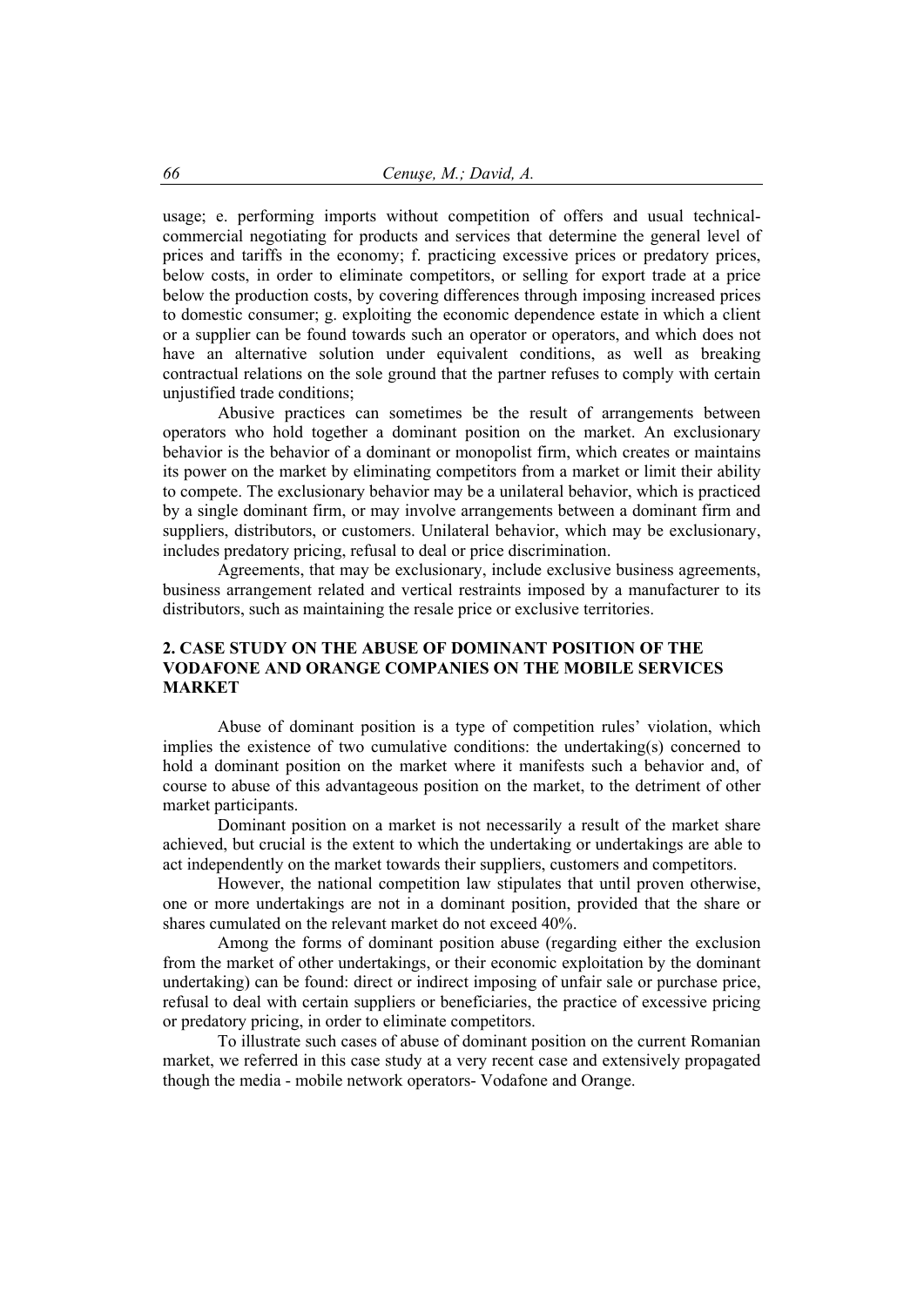usage; e. performing imports without competition of offers and usual technical-commercial negotiating for products and services that determine the general level of prices and tariffs in the economy; f. practicing excessive prices or predatory prices, below costs, in order to eliminate competitors, or selling for export trade at a price below the production costs, by covering differences through imposing increased prices to domestic consumer; g. exploiting the economic dependence estate in which a client or a supplier can be found towards such an operator or operators, and which does not have an alternative solution under equivalent conditions, as well as breaking contractual relations on the sole ground that the partner refuses to comply with certain unjustified trade conditions;

Abusive practices can sometimes be the result of arrangements between operators who hold together a dominant position on the market. An exclusionary behavior is the behavior of a dominant or monopolist firm, which creates or maintains its power on the market by eliminating competitors from a market or limit their ability to compete. The exclusionary behavior may be a unilateral behavior, which is practiced by a single dominant firm, or may involve arrangements between a dominant firm and suppliers, distributors, or customers. Unilateral behavior, which may be exclusionary, includes predatory pricing, refusal to deal or price discrimination.

Agreements, that may be exclusionary, include exclusive business agreements, business arrangement related and vertical restraints imposed by a manufacturer to its distributors, such as maintaining the resale price or exclusive territories.

## 2. CASE STUDY ON THE ABUSE OF DOMINANT POSITION OF THE VODAFONE AND ORANGE COMPANIES ON THE MOBILE SERVICES MARKET

Abuse of dominant position is a type of competition rules' violation, which implies the existence of two cumulative conditions: the undertaking(s) concerned to hold a dominant position on the market where it manifests such a behavior and, of course to abuse of this advantageous position on the market, to the detriment of other market participants.

Dominant position on a market is not necessarily a result of the market share achieved, but crucial is the extent to which the undertaking or undertakings are able to act independently on the market towards their suppliers, customers and competitors.

However, the national competition law stipulates that until proven otherwise, one or more undertakings are not in a dominant position, provided that the share or shares cumulated on the relevant market do not exceed 40%.

Among the forms of dominant position abuse (regarding either the exclusion from the market of other undertakings, or their economic exploitation by the dominant undertaking) can be found: direct or indirect imposing of unfair sale or purchase price, refusal to deal with certain suppliers or beneficiaries, the practice of excessive pricing or predatory pricing, in order to eliminate competitors.

To illustrate such cases of abuse of dominant position on the current Romanian market, we referred in this case study at a very recent case and extensively propagated though the media - mobile network operators- Vodafone and Orange.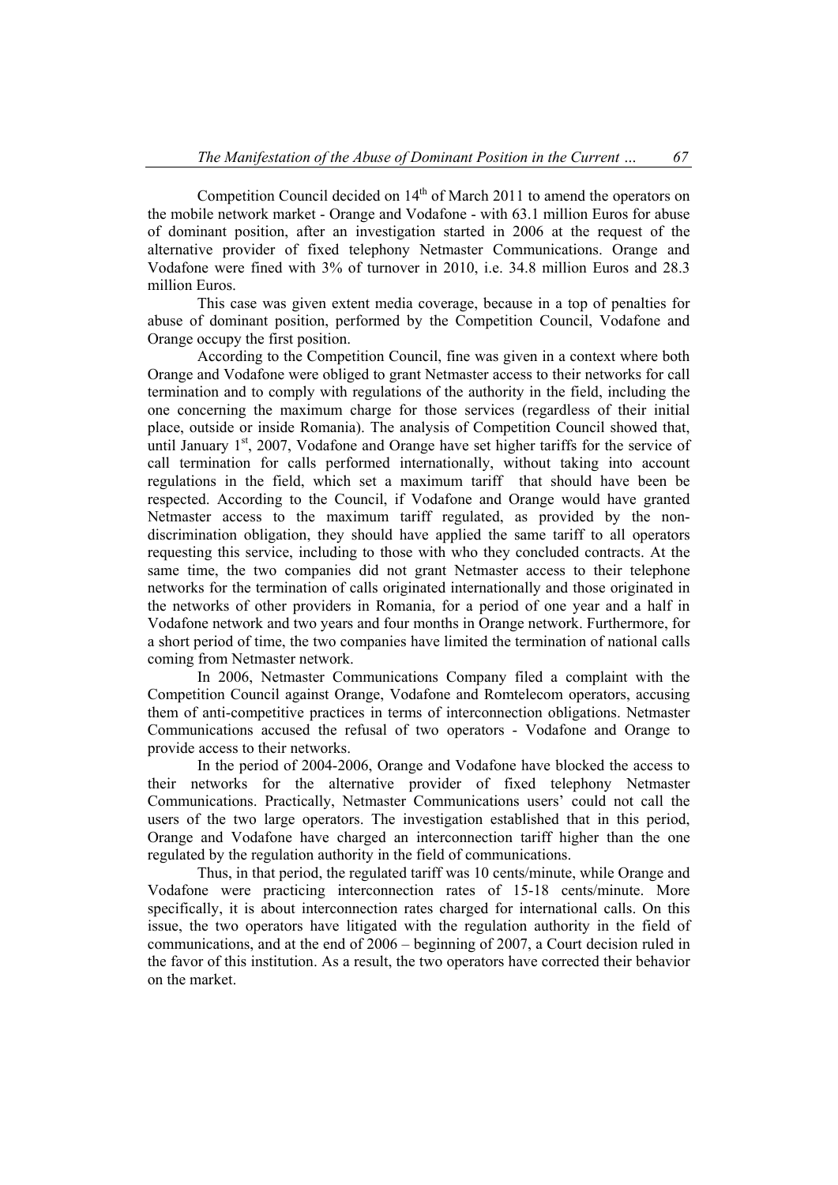Competition Council decided on 14th of March 2011 to amend the operators on the mobile network market - Orange and Vodafone - with 63.1 million Euros for abuse of dominant position, after an investigation started in 2006 at the request of the alternative provider of fixed telephony Netmaster Communications. Orange and Vodafone were fined with 3% of turnover in 2010, i.e. 34.8 million Euros and 28.3 million Euros.

This case was given extent media coverage, because in a top of penalties for abuse of dominant position, performed by the Competition Council, Vodafone and Orange occupy the first position.

According to the Competition Council, fine was given in a context where both Orange and Vodafone were obliged to grant Netmaster access to their networks for call termination and to comply with regulations of the authority in the field, including the one concerning the maximum charge for those services (regardless of their initial place, outside or inside Romania). The analysis of Competition Council showed that, until January 1st, 2007, Vodafone and Orange have set higher tariffs for the service of call termination for calls performed internationally, without taking into account regulations in the field, which set a maximum tariff that should have been be respected. According to the Council, if Vodafone and Orange would have granted Netmaster access to the maximum tariff regulated, as provided by the non-discrimination obligation, they should have applied the same tariff to all operators requesting this service, including to those with who they concluded contracts. At the same time, the two companies did not grant Netmaster access to their telephone networks for the termination of calls originated internationally and those originated in the networks of other providers in Romania, for a period of one year and a half in Vodafone network and two years and four months in Orange network. Furthermore, for a short period of time, the two companies have limited the termination of national calls coming from Netmaster network.

In 2006, Netmaster Communications Company filed a complaint with the Competition Council against Orange, Vodafone and Romtelecom operators, accusing them of anti-competitive practices in terms of interconnection obligations. Netmaster Communications accused the refusal of two operators - Vodafone and Orange to provide access to their networks.

In the period of 2004-2006, Orange and Vodafone have blocked the access to their networks for the alternative provider of fixed telephony Netmaster Communications. Practically, Netmaster Communications users' could not call the users of the two large operators. The investigation established that in this period, Orange and Vodafone have charged an interconnection tariff higher than the one regulated by the regulation authority in the field of communications.

Thus, in that period, the regulated tariff was 10 cents/minute, while Orange and Vodafone were practicing interconnection rates of 15-18 cents/minute. More specifically, it is about interconnection rates charged for international calls. On this issue, the two operators have litigated with the regulation authority in the field of communications, and at the end of 2006 – beginning of 2007, a Court decision ruled in the favor of this institution. As a result, the two operators have corrected their behavior on the market.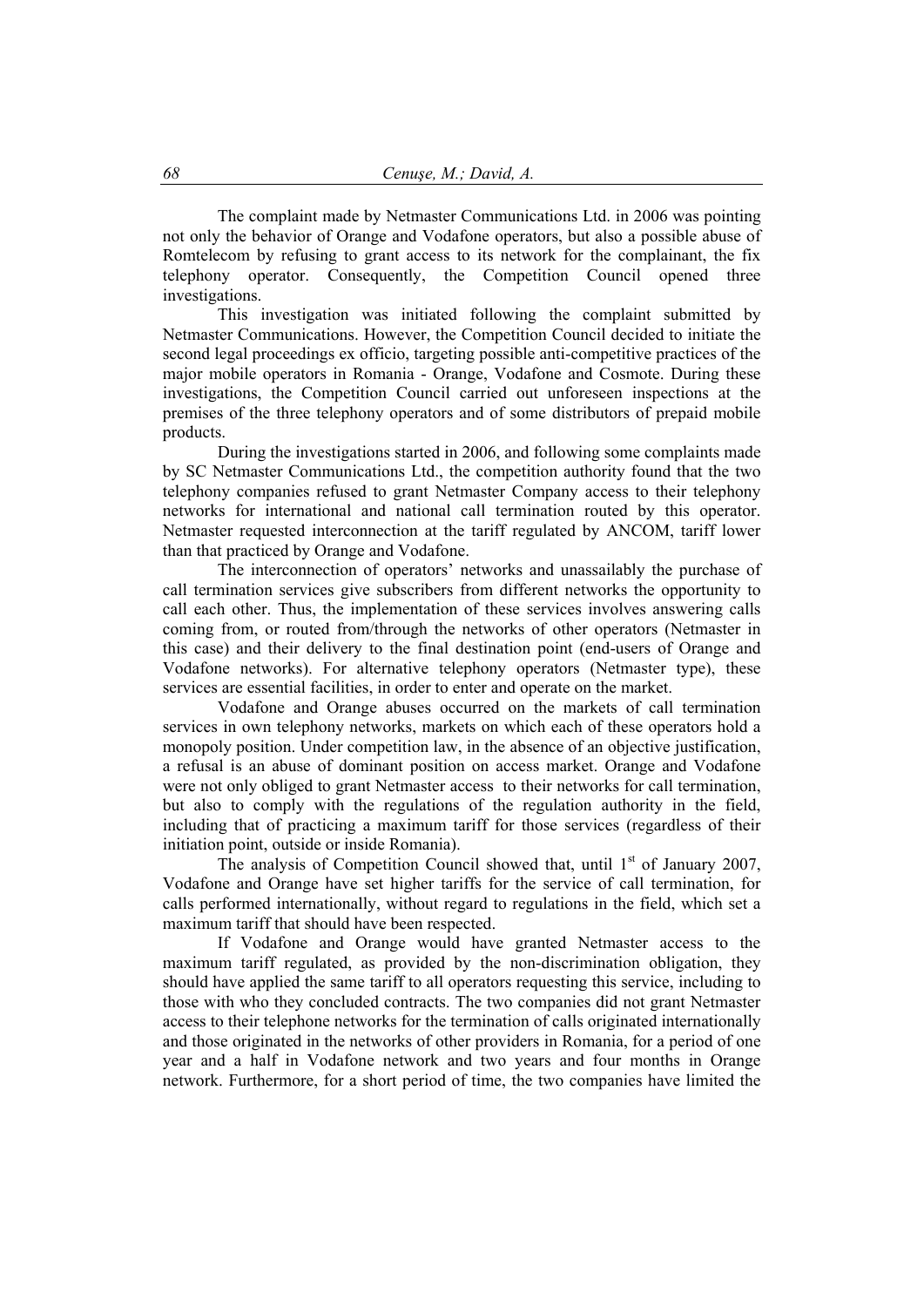The complaint made by Netmaster Communications Ltd. in 2006 was pointing not only the behavior of Orange and Vodafone operators, but also a possible abuse of Romtelecom by refusing to grant access to its network for the complainant, the fix telephony operator. Consequently, the Competition Council opened three investigations.

This investigation was initiated following the complaint submitted by Netmaster Communications. However, the Competition Council decided to initiate the second legal proceedings ex officio, targeting possible anti-competitive practices of the major mobile operators in Romania - Orange, Vodafone and Cosmote. During these investigations, the Competition Council carried out unforeseen inspections at the premises of the three telephony operators and of some distributors of prepaid mobile products.

During the investigations started in 2006, and following some complaints made by SC Netmaster Communications Ltd., the competition authority found that the two telephony companies refused to grant Netmaster Company access to their telephony networks for international and national call termination routed by this operator. Netmaster requested interconnection at the tariff regulated by ANCOM, tariff lower than that practiced by Orange and Vodafone.

The interconnection of operators' networks and unassailably the purchase of call termination services give subscribers from different networks the opportunity to call each other. Thus, the implementation of these services involves answering calls coming from, or routed from/through the networks of other operators (Netmaster in this case) and their delivery to the final destination point (end-users of Orange and Vodafone networks). For alternative telephony operators (Netmaster type), these services are essential facilities, in order to enter and operate on the market.

Vodafone and Orange abuses occurred on the markets of call termination services in own telephony networks, markets on which each of these operators hold a monopoly position. Under competition law, in the absence of an objective justification, a refusal is an abuse of dominant position on access market. Orange and Vodafone were not only obliged to grant Netmaster access to their networks for call termination, but also to comply with the regulations of the regulation authority in the field, including that of practicing a maximum tariff for those services (regardless of their initiation point, outside or inside Romania).

The analysis of Competition Council showed that, until 1st of January 2007, Vodafone and Orange have set higher tariffs for the service of call termination, for calls performed internationally, without regard to regulations in the field, which set a maximum tariff that should have been respected.

If Vodafone and Orange would have granted Netmaster access to the maximum tariff regulated, as provided by the non-discrimination obligation, they should have applied the same tariff to all operators requesting this service, including to those with who they concluded contracts. The two companies did not grant Netmaster access to their telephone networks for the termination of calls originated internationally and those originated in the networks of other providers in Romania, for a period of one year and a half in Vodafone network and two years and four months in Orange network. Furthermore, for a short period of time, the two companies have limited the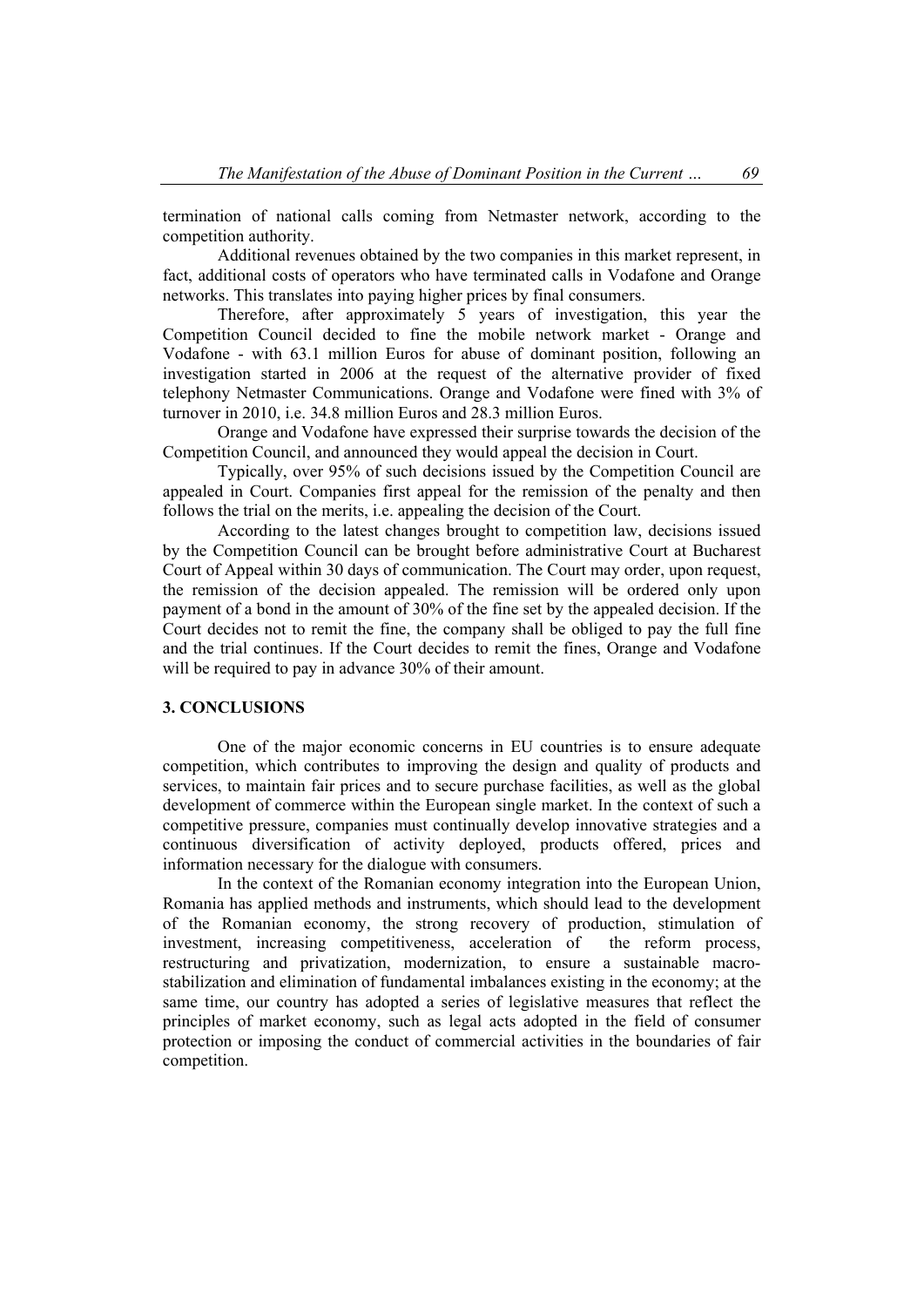termination of national calls coming from Netmaster network, according to the competition authority.

Additional revenues obtained by the two companies in this market represent, in fact, additional costs of operators who have terminated calls in Vodafone and Orange networks. This translates into paying higher prices by final consumers.

Therefore, after approximately 5 years of investigation, this year the Competition Council decided to fine the mobile network market - Orange and Vodafone - with 63.1 million Euros for abuse of dominant position, following an investigation started in 2006 at the request of the alternative provider of fixed telephony Netmaster Communications. Orange and Vodafone were fined with 3% of turnover in 2010, i.e. 34.8 million Euros and 28.3 million Euros.

Orange and Vodafone have expressed their surprise towards the decision of the Competition Council, and announced they would appeal the decision in Court.

Typically, over 95% of such decisions issued by the Competition Council are appealed in Court. Companies first appeal for the remission of the penalty and then follows the trial on the merits, i.e. appealing the decision of the Court.

According to the latest changes brought to competition law, decisions issued by the Competition Council can be brought before administrative Court at Bucharest Court of Appeal within 30 days of communication. The Court may order, upon request, the remission of the decision appealed. The remission will be ordered only upon payment of a bond in the amount of 30% of the fine set by the appealed decision. If the Court decides not to remit the fine, the company shall be obliged to pay the full fine and the trial continues. If the Court decides to remit the fines, Orange and Vodafone will be required to pay in advance 30% of their amount.

## 3. CONCLUSIONS

One of the major economic concerns in EU countries is to ensure adequate competition, which contributes to improving the design and quality of products and services, to maintain fair prices and to secure purchase facilities, as well as the global development of commerce within the European single market. In the context of such a competitive pressure, companies must continually develop innovative strategies and a continuous diversification of activity deployed, products offered, prices and information necessary for the dialogue with consumers.

In the context of the Romanian economy integration into the European Union, Romania has applied methods and instruments, which should lead to the development of the Romanian economy, the strong recovery of production, stimulation of investment, increasing competitiveness, acceleration of the reform process, restructuring and privatization, modernization, to ensure a sustainable macro-stabilization and elimination of fundamental imbalances existing in the economy; at the same time, our country has adopted a series of legislative measures that reflect the principles of market economy, such as legal acts adopted in the field of consumer protection or imposing the conduct of commercial activities in the boundaries of fair competition.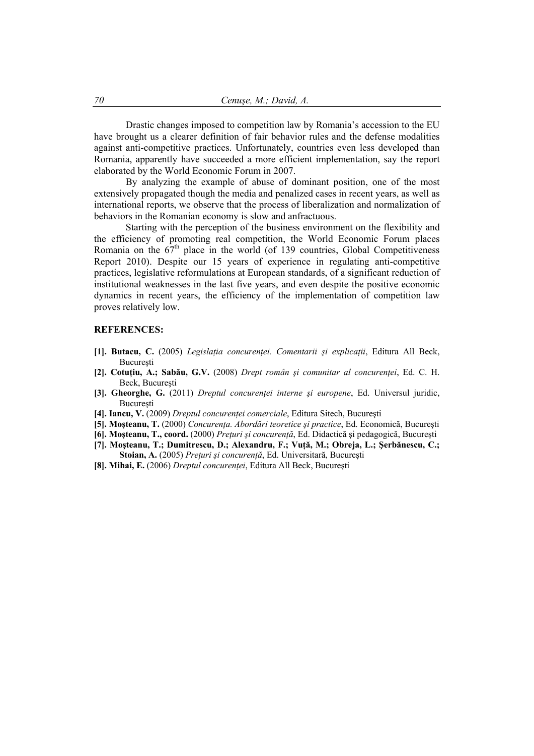Drastic changes imposed to competition law by Romania's accession to the EU have brought us a clearer definition of fair behavior rules and the defense modalities against anti-competitive practices. Unfortunately, countries even less developed than Romania, apparently have succeeded a more efficient implementation, say the report elaborated by the World Economic Forum in 2007.

By analyzing the example of abuse of dominant position, one of the most extensively propagated though the media and penalized cases in recent years, as well as international reports, we observe that the process of liberalization and normalization of behaviors in the Romanian economy is slow and anfractuous.

Starting with the perception of the business environment on the flexibility and the efficiency of promoting real competition, the World Economic Forum places Romania on the 67th place in the world (of 139 countries, Global Competitiveness Report 2010). Despite our 15 years of experience in regulating anti-competitive practices, legislative reformulations at European standards, of a significant reduction of institutional weaknesses in the last five years, and even despite the positive economic dynamics in recent years, the efficiency of the implementation of competition law proves relatively low.

**REFERENCES:**

**[1]. Butacu, C.** (2005) *Legislația concurenței. Comentarii și explicații*, Editura All Beck, București

**[2]. Cotuțiu, A.; Sabău, G.V.** (2008) *Drept român și comunitar al concurenței*, Ed. C. H. Beck, București

**[3]. Gheorghe, G.** (2011) *Dreptul concurenței interne și europene*, Ed. Universul juridic, București

**[4]. Iancu, V.** (2009) *Dreptul concurenței comerciale*, Editura Sitech, București

**[5]. Moșteanu, T.** (2000) *Concurența. Abordări teoretice și practice*, Ed. Economică, București

**[6]. Moșteanu, T., coord.** (2000) *Prețuri și concurență*, Ed. Didactică și pedagogică, București

**[7]. Moșteanu, T.; Dumitrescu, D.; Alexandru, F.; Vuță, M.; Obreja, L.; Șerbănescu, C.; Stoian, A.** (2005) *Prețuri și concurență*, Ed. Universitară, București

**[8]. Mihai, E.** (2006) *Dreptul concurenței*, Editura All Beck, București